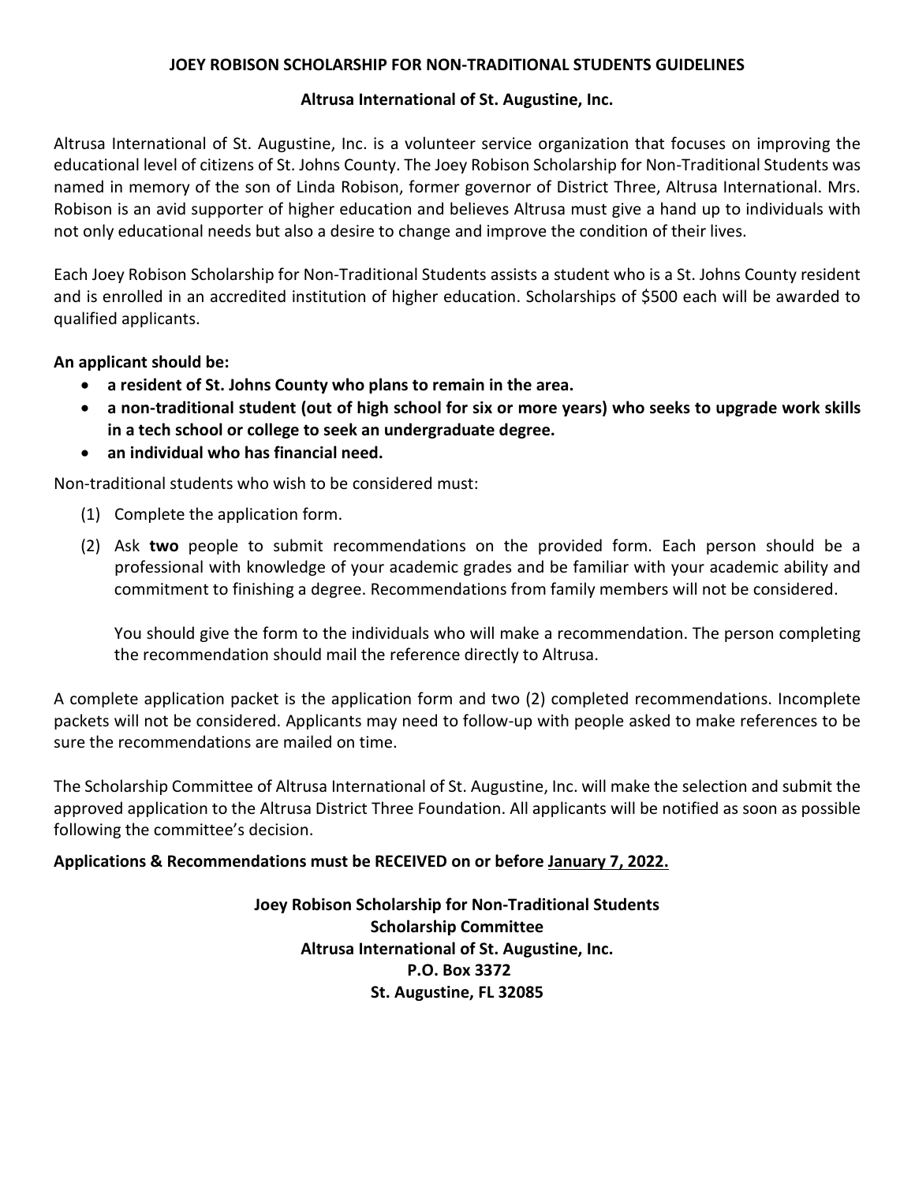# JOEY ROBISON SCHOLARSHIP FOR NON-TRADITIONAL STUDENTS GUIDELINES

## Altrusa International of St. Augustine, Inc.

Altrusa International of St. Augustine, Inc. is a volunteer service organization that focuses on improving the educational level of citizens of St. Johns County. The Joey Robison Scholarship for Non-Traditional Students was named in memory of the son of Linda Robison, former governor of District Three, Altrusa International. Mrs. Robison is an avid supporter of higher education and believes Altrusa must give a hand up to individuals with not only educational needs but also a desire to change and improve the condition of their lives.

Each Joey Robison Scholarship for Non-Traditional Students assists a student who is a St. Johns County resident and is enrolled in an accredited institution of higher education. Scholarships of $500 each will be awarded to qualified applicants.

**An applicant should be:**

- **a resident of St. Johns County who plans to remain in the area.**
- **a non-traditional student (out of high school for six or more years) who seeks to upgrade work skills in a tech school or college to seek an undergraduate degree.**
- **an individual who has financial need.**

Non-traditional students who wish to be considered must:

(1) Complete the application form.

(2) Ask **two** people to submit recommendations on the provided form. Each person should be a professional with knowledge of your academic grades and be familiar with your academic ability and commitment to finishing a degree. Recommendations from family members will not be considered.

   You should give the form to the individuals who will make a recommendation. The person completing the recommendation should mail the reference directly to Altrusa.

A complete application packet is the application form and two (2) completed recommendations. Incomplete packets will not be considered. Applicants may need to follow-up with people asked to make references to be sure the recommendations are mailed on time.

The Scholarship Committee of Altrusa International of St. Augustine, Inc. will make the selection and submit the approved application to the Altrusa District Three Foundation. All applicants will be notified as soon as possible following the committee's decision.

**Applications & Recommendations must be RECEIVED on or before <u>January 7, 2022.</u>**

**Joey Robison Scholarship for Non-Traditional Students**
**Scholarship Committee**
**Altrusa International of St. Augustine, Inc.**
**P.O. Box 3372**
**St. Augustine, FL 32085**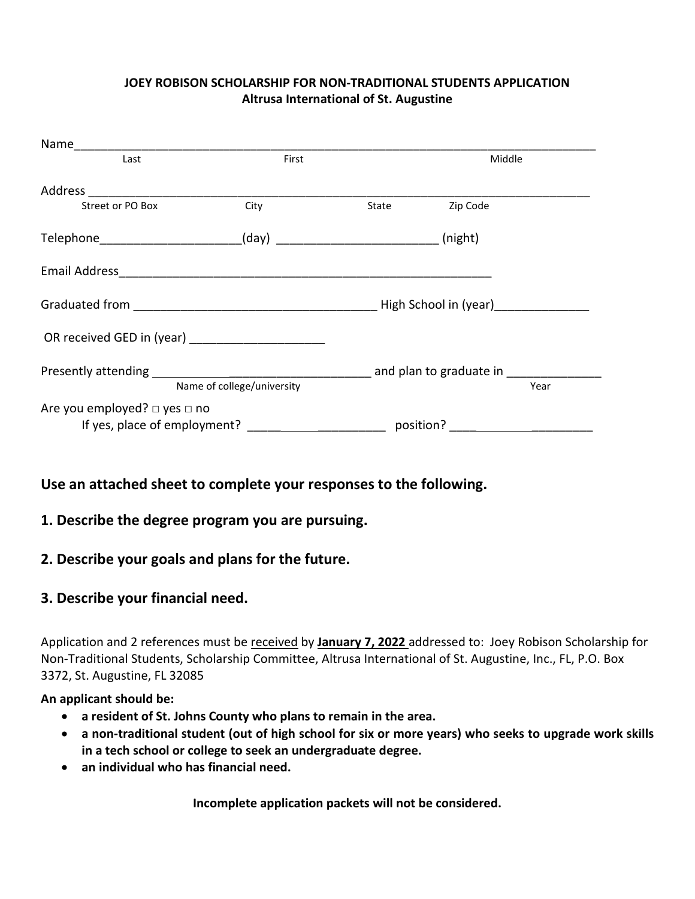**JOEY ROBISON SCHOLARSHIP FOR NON-TRADITIONAL STUDENTS APPLICATION**
**Altrusa International of St. Augustine**

Name_______________________________________________________________________________
Last First Middle

Address ____________________________________________________________________________
Street or PO Box City State Zip Code

Telephone____________________(day) _______________________ (night)

Email Address_________________________________________________________

Graduated from ___________________________________ High School in (year)_____________

OR received GED in (year) ____________________

Presently attending __________________________________ and plan to graduate in ______________
Name of college/university Year

Are you employed? □ yes □ no
If yes, place of employment? ______________________ position? ____________________

## Use an attached sheet to complete your responses to the following.

## 1. Describe the degree program you are pursuing.

## 2. Describe your goals and plans for the future.

## 3. Describe your financial need.

Application and 2 references must be received by **January 7, 2022** addressed to: Joey Robison Scholarship for Non-Traditional Students, Scholarship Committee, Altrusa International of St. Augustine, Inc., FL, P.O. Box 3372, St. Augustine, FL 32085

**An applicant should be:**

- **a resident of St. Johns County who plans to remain in the area.**
- **a non-traditional student (out of high school for six or more years) who seeks to upgrade work skills in a tech school or college to seek an undergraduate degree.**
- **an individual who has financial need.**

**Incomplete application packets will not be considered.**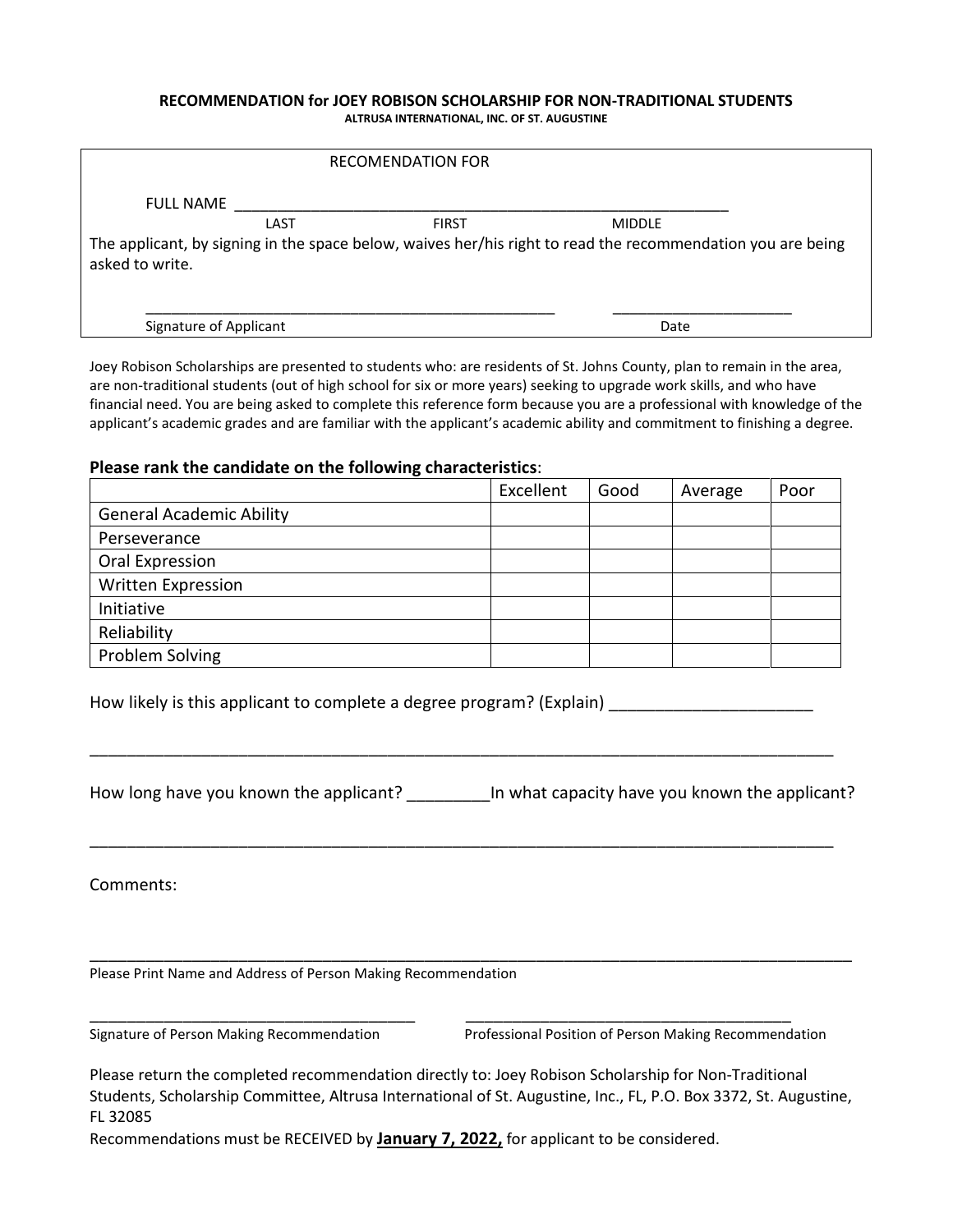**RECOMMENDATION for JOEY ROBISON SCHOLARSHIP FOR NON-TRADITIONAL STUDENTS**

**ALTRUSA INTERNATIONAL, INC. OF ST. AUGUSTINE**

RECOMENDATION FOR

FULL NAME ___________________________________________________________

LAST FIRST MIDDLE

The applicant, by signing in the space below, waives her/his right to read the recommendation you are being asked to write.

__________________________________________________ _____________________

Signature of Applicant Date

Joey Robison Scholarships are presented to students who: are residents of St. Johns County, plan to remain in the area, are non-traditional students (out of high school for six or more years) seeking to upgrade work skills, and who have financial need. You are being asked to complete this reference form because you are a professional with knowledge of the applicant's academic grades and are familiar with the applicant's academic ability and commitment to finishing a degree.

**Please rank the candidate on the following characteristics**:

| | Excellent | Good | Average | Poor |
|---|---|---|---|---|
| General Academic Ability | | | | |
| Perseverance | | | | |
| Oral Expression | | | | |
| Written Expression | | | | |
| Initiative | | | | |
| Reliability | | | | |
| Problem Solving | | | | |

How likely is this applicant to complete a degree program? (Explain) ______________________

___________________________________________________________________________________

How long have you known the applicant? _________In what capacity have you known the applicant?

___________________________________________________________________________________

Comments:

___________________________________________________________________________________

Please Print Name and Address of Person Making Recommendation

_______________________________________ _______________________________________

Signature of Person Making Recommendation Professional Position of Person Making Recommendation

Please return the completed recommendation directly to: Joey Robison Scholarship for Non-Traditional Students, Scholarship Committee, Altrusa International of St. Augustine, Inc., FL, P.O. Box 3372, St. Augustine, FL 32085

Recommendations must be RECEIVED by **January 7, 2022,** for applicant to be considered.